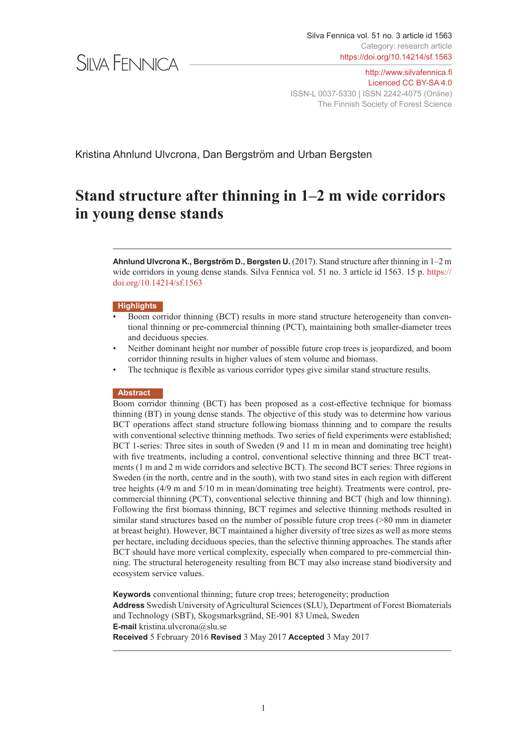Silva Fennica vol. 51 no. 3 article id 1563
Category: research article
https://doi.org/10.14214/sf.1563

SILVA FENNICA

http://www.silvafennica.fi
Licenced CC BY-SA 4.0
ISSN-L 0037-5330 | ISSN 2242-4075 (Online)
The Finnish Society of Forest Science

Kristina Ahnlund Ulvcrona, Dan Bergström and Urban Bergsten

# Stand structure after thinning in 1–2 m wide corridors in young dense stands

**Ahnlund Ulvcrona K., Bergström D., Bergsten U.** (2017). Stand structure after thinning in 1–2 m wide corridors in young dense stands. Silva Fennica vol. 51 no. 3 article id 1563. 15 p. https://doi.org/10.14214/sf.1563

## Highlights

- Boom corridor thinning (BCT) results in more stand structure heterogeneity than conventional thinning or pre-commercial thinning (PCT), maintaining both smaller-diameter trees and deciduous species.
- Neither dominant height nor number of possible future crop trees is jeopardized, and boom corridor thinning results in higher values of stem volume and biomass.
- The technique is flexible as various corridor types give similar stand structure results.

## Abstract

Boom corridor thinning (BCT) has been proposed as a cost-effective technique for biomass thinning (BT) in young dense stands. The objective of this study was to determine how various BCT operations affect stand structure following biomass thinning and to compare the results with conventional selective thinning methods. Two series of field experiments were established; BCT 1-series: Three sites in south of Sweden (9 and 11 m in mean and dominating tree height) with five treatments, including a control, conventional selective thinning and three BCT treatments (1 m and 2 m wide corridors and selective BCT). The second BCT series: Three regions in Sweden (in the north, centre and in the south), with two stand sites in each region with different tree heights (4/9 m and 5/10 m in mean/dominating tree height). Treatments were control, pre-commercial thinning (PCT), conventional selective thinning and BCT (high and low thinning). Following the first biomass thinning, BCT regimes and selective thinning methods resulted in similar stand structures based on the number of possible future crop trees (>80 mm in diameter at breast height). However, BCT maintained a higher diversity of tree sizes as well as more stems per hectare, including deciduous species, than the selective thinning approaches. The stands after BCT should have more vertical complexity, especially when compared to pre-commercial thinning. The structural heterogeneity resulting from BCT may also increase stand biodiversity and ecosystem service values.

**Keywords** conventional thinning; future crop trees; heterogeneity; production
**Address** Swedish University of Agricultural Sciences (SLU), Department of Forest Biomaterials and Technology (SBT), Skogsmarksgränd, SE-901 83 Umeå, Sweden
**E-mail** kristina.ulvcrona@slu.se
**Received** 5 February 2016 **Revised** 3 May 2017 **Accepted** 3 May 2017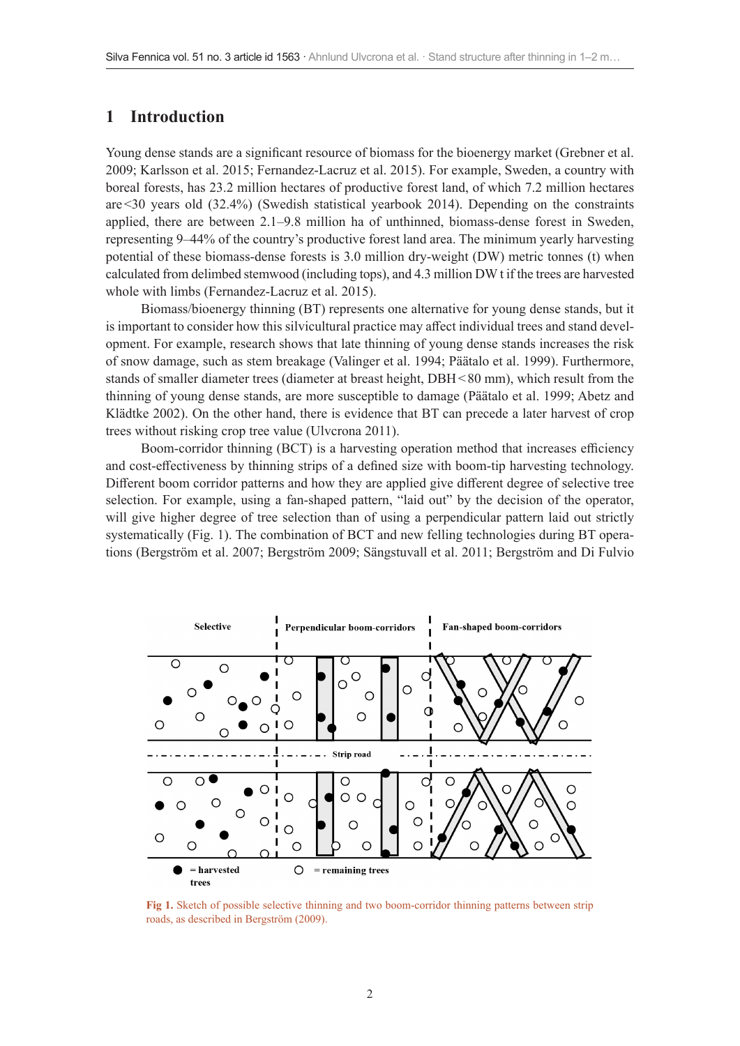# 1 Introduction

Young dense stands are a significant resource of biomass for the bioenergy market (Grebner et al. 2009; Karlsson et al. 2015; Fernandez-Lacruz et al. 2015). For example, Sweden, a country with boreal forests, has 23.2 million hectares of productive forest land, of which 7.2 million hectares are <30 years old (32.4%) (Swedish statistical yearbook 2014). Depending on the constraints applied, there are between 2.1–9.8 million ha of unthinned, biomass-dense forest in Sweden, representing 9–44% of the country's productive forest land area. The minimum yearly harvesting potential of these biomass-dense forests is 3.0 million dry-weight (DW) metric tonnes (t) when calculated from delimbed stemwood (including tops), and 4.3 million DW t if the trees are harvested whole with limbs (Fernandez-Lacruz et al. 2015).

Biomass/bioenergy thinning (BT) represents one alternative for young dense stands, but it is important to consider how this silvicultural practice may affect individual trees and stand development. For example, research shows that late thinning of young dense stands increases the risk of snow damage, such as stem breakage (Valinger et al. 1994; Päätalo et al. 1999). Furthermore, stands of smaller diameter trees (diameter at breast height, DBH < 80 mm), which result from the thinning of young dense stands, are more susceptible to damage (Päätalo et al. 1999; Abetz and Klädtke 2002). On the other hand, there is evidence that BT can precede a later harvest of crop trees without risking crop tree value (Ulvcrona 2011).

Boom-corridor thinning (BCT) is a harvesting operation method that increases efficiency and cost-effectiveness by thinning strips of a defined size with boom-tip harvesting technology. Different boom corridor patterns and how they are applied give different degree of selective tree selection. For example, using a fan-shaped pattern, "laid out" by the decision of the operator, will give higher degree of tree selection than of using a perpendicular pattern laid out strictly systematically (Fig. 1). The combination of BCT and new felling technologies during BT operations (Bergström et al. 2007; Bergström 2009; Sängstuvall et al. 2011; Bergström and Di Fulvio

Fig 1. Sketch of possible selective thinning and two boom-corridor thinning patterns between strip roads, as described in Bergström (2009).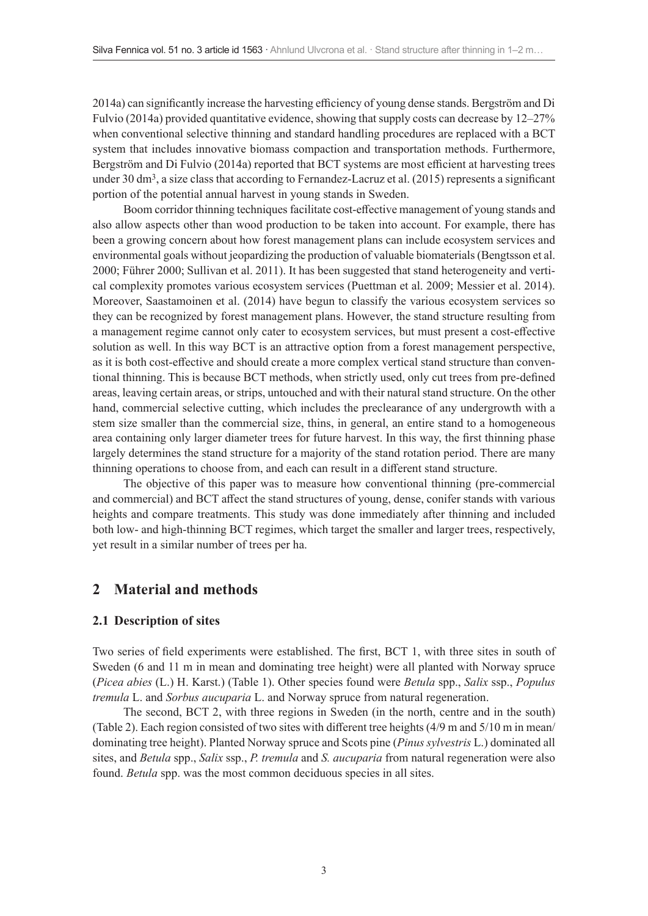2014a) can significantly increase the harvesting efficiency of young dense stands. Bergström and Di Fulvio (2014a) provided quantitative evidence, showing that supply costs can decrease by 12–27% when conventional selective thinning and standard handling procedures are replaced with a BCT system that includes innovative biomass compaction and transportation methods. Furthermore, Bergström and Di Fulvio (2014a) reported that BCT systems are most efficient at harvesting trees under 30 $dm^3$, a size class that according to Fernandez-Lacruz et al. (2015) represents a significant portion of the potential annual harvest in young stands in Sweden.

Boom corridor thinning techniques facilitate cost-effective management of young stands and also allow aspects other than wood production to be taken into account. For example, there has been a growing concern about how forest management plans can include ecosystem services and environmental goals without jeopardizing the production of valuable biomaterials (Bengtsson et al. 2000; Führer 2000; Sullivan et al. 2011). It has been suggested that stand heterogeneity and vertical complexity promotes various ecosystem services (Puettman et al. 2009; Messier et al. 2014). Moreover, Saastamoinen et al. (2014) have begun to classify the various ecosystem services so they can be recognized by forest management plans. However, the stand structure resulting from a management regime cannot only cater to ecosystem services, but must present a cost-effective solution as well. In this way BCT is an attractive option from a forest management perspective, as it is both cost-effective and should create a more complex vertical stand structure than conventional thinning. This is because BCT methods, when strictly used, only cut trees from pre-defined areas, leaving certain areas, or strips, untouched and with their natural stand structure. On the other hand, commercial selective cutting, which includes the preclearance of any undergrowth with a stem size smaller than the commercial size, thins, in general, an entire stand to a homogeneous area containing only larger diameter trees for future harvest. In this way, the first thinning phase largely determines the stand structure for a majority of the stand rotation period. There are many thinning operations to choose from, and each can result in a different stand structure.

The objective of this paper was to measure how conventional thinning (pre-commercial and commercial) and BCT affect the stand structures of young, dense, conifer stands with various heights and compare treatments. This study was done immediately after thinning and included both low- and high-thinning BCT regimes, which target the smaller and larger trees, respectively, yet result in a similar number of trees per ha.

## 2 Material and methods

### 2.1 Description of sites

Two series of field experiments were established. The first, BCT 1, with three sites in south of Sweden (6 and 11 m in mean and dominating tree height) were all planted with Norway spruce (*Picea abies* (L.) H. Karst.) (Table 1). Other species found were *Betula* spp., *Salix* ssp., *Populus tremula* L. and *Sorbus aucuparia* L. and Norway spruce from natural regeneration.

The second, BCT 2, with three regions in Sweden (in the north, centre and in the south) (Table 2). Each region consisted of two sites with different tree heights (4/9 m and 5/10 m in mean/dominating tree height). Planted Norway spruce and Scots pine (*Pinus sylvestris* L.) dominated all sites, and *Betula* spp., *Salix* ssp., *P. tremula* and *S. aucuparia* from natural regeneration were also found. *Betula* spp. was the most common deciduous species in all sites.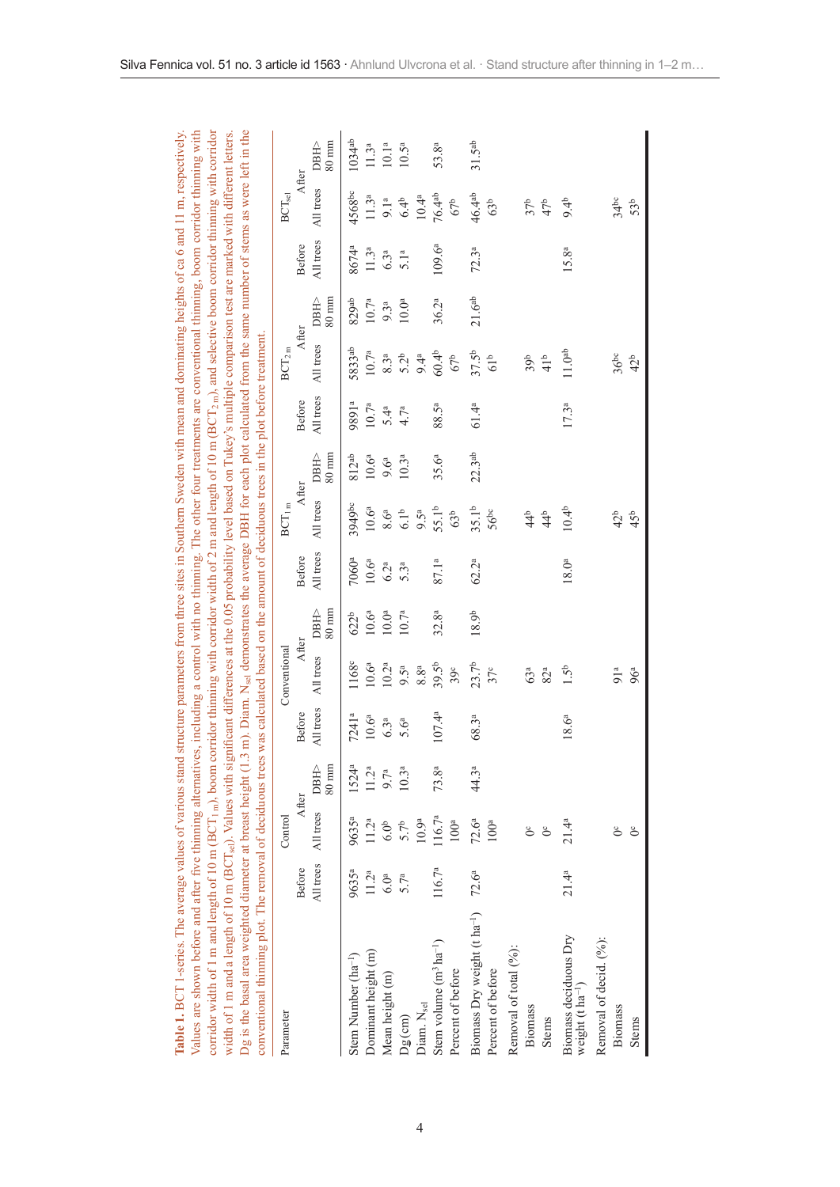**Table 1.** BCT 1-series. The average values of various stand structure parameters from three sites in Southern Sweden with mean and dominating heights of ca 6 and 11 m, respectively. Values are shown before and after five thinning alternatives, including a control with no thinning. The other four treatments are conventional thinning, boom corridor thinning with corridor width of 1 m and length of 10 m ($BCT_{1 m}$), boom corridor thinning with corridor width of 2 m and length of 10 m ($BCT_{2 m}$), and selective boom corridor thinning with corridor width of 1 m and a length of 10 m ($BCT_{sel}$). Values with significant differences at the 0.05 probability level based on Tukey's multiple comparison test are marked with different letters. Dg is the basal area weighted diameter at breast height (1.3 m). Diam. $N_{sel}$ demonstrates the average DBH for each plot calculated from the same number of stems as were left in the conventional thinning plot. The removal of deciduous trees was calculated based on the amount of deciduous trees in the plot before treatment.

| Parameter | Control | | | Conventional | | | $BCT_{1 m}$ | | | $BCT_{2 m}$ | | | $BCT_{sel}$ | | |
|---|---|---|---|---|---|---|---|---|---|---|---|---|---|---|---|
| | Before | After | | Before | After | | Before | After | | Before | After | | Before | After | |
| | All trees | All trees | DBH> 80 mm | All trees | All trees | DBH> 80 mm | All trees | All trees | DBH> 80 mm | All trees | All trees | DBH> 80 mm | All trees | All trees | DBH> 80 mm |
| Stem Number (ha⁻¹) | 9635[a] | 9635[a] | 1524[a] | 7241[a] | 1168[c] | 622[b] | 7060[a] | 3949[bc] | 812[ab] | 9891[a] | 5833[ab] | 829[ab] | 8674[a] | 4568[bc] | 1034[ab] |
| Dominant height (m) | 11.2[a] | 11.2[a] | 11.2[a] | 10.6[a] | 10.6[a] | 10.6[a] | 10.6[a] | 10.6[a] | 10.6[a] | 10.7[a] | 10.7[a] | 10.7[a] | 11.3[a] | 11.3[a] | 11.3[a] |
| Mean height (m) | 6.0[a] | 6.0[b] | 9.7[a] | 6.3[a] | 10.2[a] | 10.0[a] | 6.2[a] | 8.6[a] | 9.6[a] | 5.4[a] | 8.3[a] | 9.3[a] | 6.3[a] | 9.1[a] | 10.1[a] |
| Dg (cm) | 5.7[a] | 5.7[b] | 10.3[a] | 5.6[a] | 9.5[a] | 10.7[a] | 5.3[a] | 6.1[b] | 10.3[a] | 4.7[a] | 5.2[b] | 10.0[a] | 5.1[a] | 6.4[b] | 10.5[a] |
| Diam. $N_{sel}$ | | 10.9[a] | | | 8.8[a] | | | 9.5[a] | | | 9.4[a] | | | 10.4[a] | |
| Stem volume (m³ ha⁻¹) | 116.7[a] | 116.7[a] | 73.8[a] | 107.4[a] | 39.5[b] | 32.8[a] | 87.1[a] | 55.1[b] | 35.6[a] | 88.5[a] | 60.4[b] | 36.2[a] | 109.6[a] | 76.4[ab] | 53.8[a] |
| Percent of before | | 100[a] | | | 39[c] | | | 63[b] | | | 67[b] | | | 67[b] | |
| Biomass Dry weight (t ha⁻¹) | 72.6[a] | 72.6[a] | 44.3[a] | 68.3[a] | 23.7[b] | 18.9[b] | 62.2[a] | 35.1[b] | 22.3[ab] | 61.4[a] | 37.5[b] | 21.6[ab] | 72.3[a] | 46.4[ab] | 31.5[ab] |
| Percent of before | | 100[a] | | | 37[c] | | | 56[bc] | | | 61[b] | | | 63[b] | |
| Removal of total (%): | | | | | | | | | | | | | | | |
| Biomass | | 0[c] | | | 63[a] | | | 44[b] | | | 39[b] | | | 37[b] | |
| Stems | | 0[c] | | | 82[a] | | | 44[b] | | | 41[b] | | | 47[b] | |
| Biomass deciduous Dry weight (t ha⁻¹) | 21.4[a] | 21.4[a] | | 18.6[a] | 1.5[b] | | 18.0[a] | 10.4[b] | | 17.3[a] | 11.0[ab] | | 15.8[a] | 9.4[b] | |
| Removal of decid. (%): | | | | | | | | | | | | | | | |
| Biomass | | 0[c] | | | 91[a] | | | 42[b] | | | 36[bc] | | | 34[bc] | |
| Stems | | 0[c] | | | 96[a] | | | 45[b] | | | 42[b] | | | 53[b] | |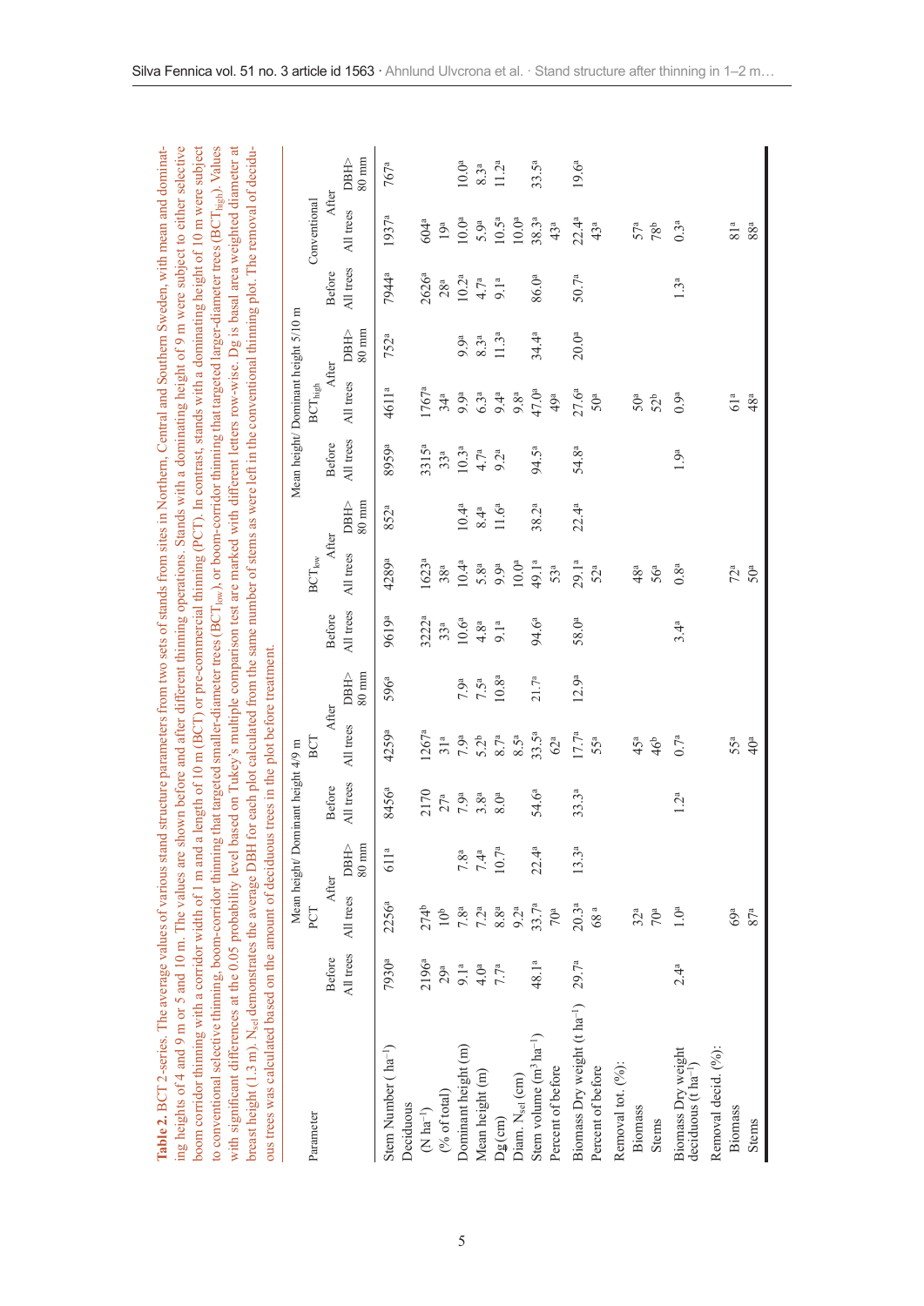**Table 2.** BCT 2-series. The average values of various stand structure parameters from two sets of stands from sites in Northern, Central and Southern Sweden, with mean and dominating heights of 4 and 9 m or 5 and 10 m. The values are shown before and after different thinning operations. Stands with a dominating height of 9 m were subject to either selective boom corridor thinning with a corridor width of 1 m and a length of 10 m (BCT) or pre-commercial thinning (PCT). In contrast, stands with a dominating height of 10 m were subject to conventional selective thinning, boom-corridor thinning that targeted smaller-diameter trees ($BCT_{low}$), or boom-corridor thinning that targeted larger-diameter trees ($BCT_{high}$). Values with significant differences at the 0.05 probability level based on Tukey's multiple comparison test are marked with different letters row-wise. Dg is basal area weighted diameter at breast height (1.3 m). $N_{sel}$ demonstrates the average DBH for each plot calculated from the same number of stems as were left in the conventional thinning plot. The removal of deciduous trees was calculated based on the amount of deciduous trees in the plot before treatment.

| Parameter | Mean height/ Dominant height 4/9 m | | | | | | Mean height/ Dominant height 5/10 m | | | | | | | | |
|---|---|---|---|---|---|---|---|---|---|---|---|---|---|---|---|
| | PCT | | | BCT | | | $BCT_{low}$ | | | $BCT_{high}$ | | | Conventional | | |
| | Before | After | | Before | After | | Before | After | | Before | After | | Before | After | |
| | All trees | All trees | DBH> 80 mm | All trees | All trees | DBH> 80 mm | All trees | All trees | DBH> 80 mm | All trees | All trees | DBH> 80 mm | All trees | All trees | DBH> 80 mm |
| Stem Number ( $ha^{-1}$) | 7930$^{a}$ | 2256$^{a}$ | 611$^{a}$ | 8456$^{a}$ | 4259$^{a}$ | 596$^{a}$ | 9619$^{a}$ | 4289$^{a}$ | 852$^{a}$ | 8959$^{a}$ | 4611$^{a}$ | 752$^{a}$ | 7944$^{a}$ | 1937$^{a}$ | 767$^{a}$ |
| Deciduous | | | | | | | | | | | | | | | |
| (N $ha^{-1}$) | 2196$^{a}$ | 274$^{b}$ | | 2170 | 1267$^{a}$ | | 3222$^{a}$ | 1623$^{a}$ | | 3315$^{a}$ | 1767$^{a}$ | | 2626$^{a}$ | 604$^{a}$ | |
| (% of total) | 29$^{a}$ | 10$^{b}$ | | 27$^{a}$ | 31$^{a}$ | | 33$^{a}$ | 38$^{a}$ | | 33$^{a}$ | 34$^{a}$ | | 28$^{a}$ | 19$^{a}$ | |
| Dominant height (m) | 9.1$^{a}$ | 7.8$^{a}$ | 7.8$^{a}$ | 7.9$^{a}$ | 7.9$^{a}$ | 7.9$^{a}$ | 10.6$^{a}$ | 10.4$^{a}$ | 10.4$^{a}$ | 10.3$^{a}$ | 9.9$^{a}$ | 9.9$^{a}$ | 10.2$^{a}$ | 10.0$^{a}$ | 10.0$^{a}$ |
| Mean height (m) | 4.0$^{a}$ | 7.2$^{a}$ | 7.4$^{a}$ | 3.8$^{a}$ | 5.2$^{b}$ | 7.5$^{a}$ | 4.8$^{a}$ | 5.8$^{a}$ | 8.4$^{a}$ | 4.7$^{a}$ | 6.3$^{a}$ | 8.3$^{a}$ | 4.7$^{a}$ | 5.9$^{a}$ | 8.3$^{a}$ |
| Dg (cm) | 7.7$^{a}$ | 8.8$^{a}$ | 10.7$^{a}$ | 8.0$^{a}$ | 8.7$^{a}$ | 10.8$^{a}$ | 9.1$^{a}$ | 9.9$^{a}$ | 11.6$^{a}$ | 9.2$^{a}$ | 9.4$^{a}$ | 11.3$^{a}$ | 9.1$^{a}$ | 10.5$^{a}$ | 11.2$^{a}$ |
| Diam. $N_{sel}$ (cm) | | 9.2$^{a}$ | | | 8.5$^{a}$ | | | 10.0$^{a}$ | | | 9.8$^{a}$ | | | 10.0$^{a}$ | |
| Stem volume ($m^3 ha^{-1}$) | 48.1$^{a}$ | 33.7$^{a}$ | 22.4$^{a}$ | 54.6$^{a}$ | 33.5$^{a}$ | 21.7$^{a}$ | 94.6$^{a}$ | 49.1$^{a}$ | 38.2$^{a}$ | 94.5$^{a}$ | 47.0$^{a}$ | 34.4$^{a}$ | 86.0$^{a}$ | 38.3$^{a}$ | 33.5$^{a}$ |
| Percent of before | | 70$^{a}$ | | | 62$^{a}$ | | | 53$^{a}$ | | | 49$^{a}$ | | | 43$^{a}$ | |
| Biomass Dry weight (t $ha^{-1}$) | 29.7$^{a}$ | 20.3$^{a}$ | 13.3$^{a}$ | 33.3$^{a}$ | 17.7$^{a}$ | 12.9$^{a}$ | 58.0$^{a}$ | 29.1$^{a}$ | 22.4$^{a}$ | 54.8$^{a}$ | 27.6$^{a}$ | 20.0$^{a}$ | 50.7$^{a}$ | 22.4$^{a}$ | 19.6$^{a}$ |
| Percent of before | | 68$^{a}$ | | | 55$^{a}$ | | | 52$^{a}$ | | | 50$^{a}$ | | | 43$^{a}$ | |
| Removal tot. (%): | | | | | | | | | | | | | | | |
| Biomass | | 32$^{a}$ | | | 45$^{a}$ | | | 48$^{a}$ | | | 50$^{a}$ | | | 57$^{a}$ | |
| Stems | | 70$^{a}$ | | | 46$^{b}$ | | | 56$^{a}$ | | | 52$^{b}$ | | | 78$^{b}$ | |
| Biomass Dry weight deciduous (t $ha^{-1}$) | 2.4$^{a}$ | 1.0$^{a}$ | | 1.2$^{a}$ | 0.7$^{a}$ | | 3.4$^{a}$ | 0.8$^{a}$ | | 1.9$^{a}$ | 0.9$^{a}$ | | 1.3$^{a}$ | 0.3$^{a}$ | |
| Removal decid. (%): | | | | | | | | | | | | | | | |
| Biomass | | 69$^{a}$ | | | 55$^{a}$ | | | 72$^{a}$ | | | 61$^{a}$ | | | 81$^{a}$ | |
| Stems | | 87$^{a}$ | | | 40$^{a}$ | | | 50$^{a}$ | | | 48$^{a}$ | | | 88$^{a}$ | |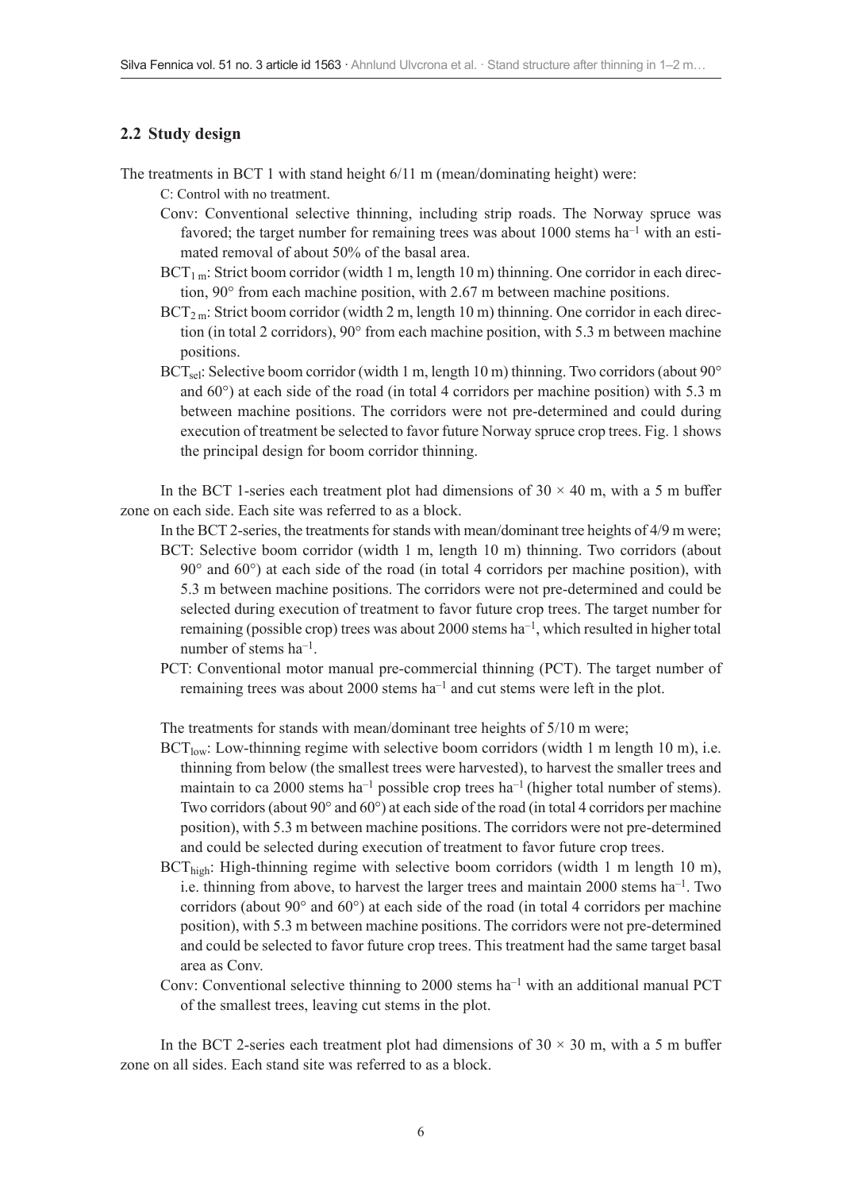## 2.2 Study design

The treatments in BCT 1 with stand height 6/11 m (mean/dominating height) were:

C: Control with no treatment.

Conv: Conventional selective thinning, including strip roads. The Norway spruce was favored; the target number for remaining trees was about 1000 stems ha$^{-1}$ with an estimated removal of about 50% of the basal area.

$BCT_{1\,m}$: Strict boom corridor (width 1 m, length 10 m) thinning. One corridor in each direction, 90° from each machine position, with 2.67 m between machine positions.

$BCT_{2\,m}$: Strict boom corridor (width 2 m, length 10 m) thinning. One corridor in each direction (in total 2 corridors), 90° from each machine position, with 5.3 m between machine positions.

$BCT_{sel}$: Selective boom corridor (width 1 m, length 10 m) thinning. Two corridors (about 90° and 60°) at each side of the road (in total 4 corridors per machine position) with 5.3 m between machine positions. The corridors were not pre-determined and could during execution of treatment be selected to favor future Norway spruce crop trees. Fig. 1 shows the principal design for boom corridor thinning.

In the BCT 1-series each treatment plot had dimensions of 30 × 40 m, with a 5 m buffer zone on each side. Each site was referred to as a block.

In the BCT 2-series, the treatments for stands with mean/dominant tree heights of 4/9 m were;

BCT: Selective boom corridor (width 1 m, length 10 m) thinning. Two corridors (about 90° and 60°) at each side of the road (in total 4 corridors per machine position), with 5.3 m between machine positions. The corridors were not pre-determined and could be selected during execution of treatment to favor future crop trees. The target number for remaining (possible crop) trees was about 2000 stems ha$^{-1}$, which resulted in higher total number of stems ha$^{-1}$.

PCT: Conventional motor manual pre-commercial thinning (PCT). The target number of remaining trees was about 2000 stems ha$^{-1}$ and cut stems were left in the plot.

The treatments for stands with mean/dominant tree heights of 5/10 m were;

$BCT_{low}$: Low-thinning regime with selective boom corridors (width 1 m length 10 m), i.e. thinning from below (the smallest trees were harvested), to harvest the smaller trees and maintain to ca 2000 stems ha$^{-1}$ possible crop trees ha$^{-1}$ (higher total number of stems). Two corridors (about 90° and 60°) at each side of the road (in total 4 corridors per machine position), with 5.3 m between machine positions. The corridors were not pre-determined and could be selected during execution of treatment to favor future crop trees.

$BCT_{high}$: High-thinning regime with selective boom corridors (width 1 m length 10 m), i.e. thinning from above, to harvest the larger trees and maintain 2000 stems ha$^{-1}$. Two corridors (about 90° and 60°) at each side of the road (in total 4 corridors per machine position), with 5.3 m between machine positions. The corridors were not pre-determined and could be selected to favor future crop trees. This treatment had the same target basal area as Conv.

Conv: Conventional selective thinning to 2000 stems ha$^{-1}$ with an additional manual PCT of the smallest trees, leaving cut stems in the plot.

In the BCT 2-series each treatment plot had dimensions of 30 × 30 m, with a 5 m buffer zone on all sides. Each stand site was referred to as a block.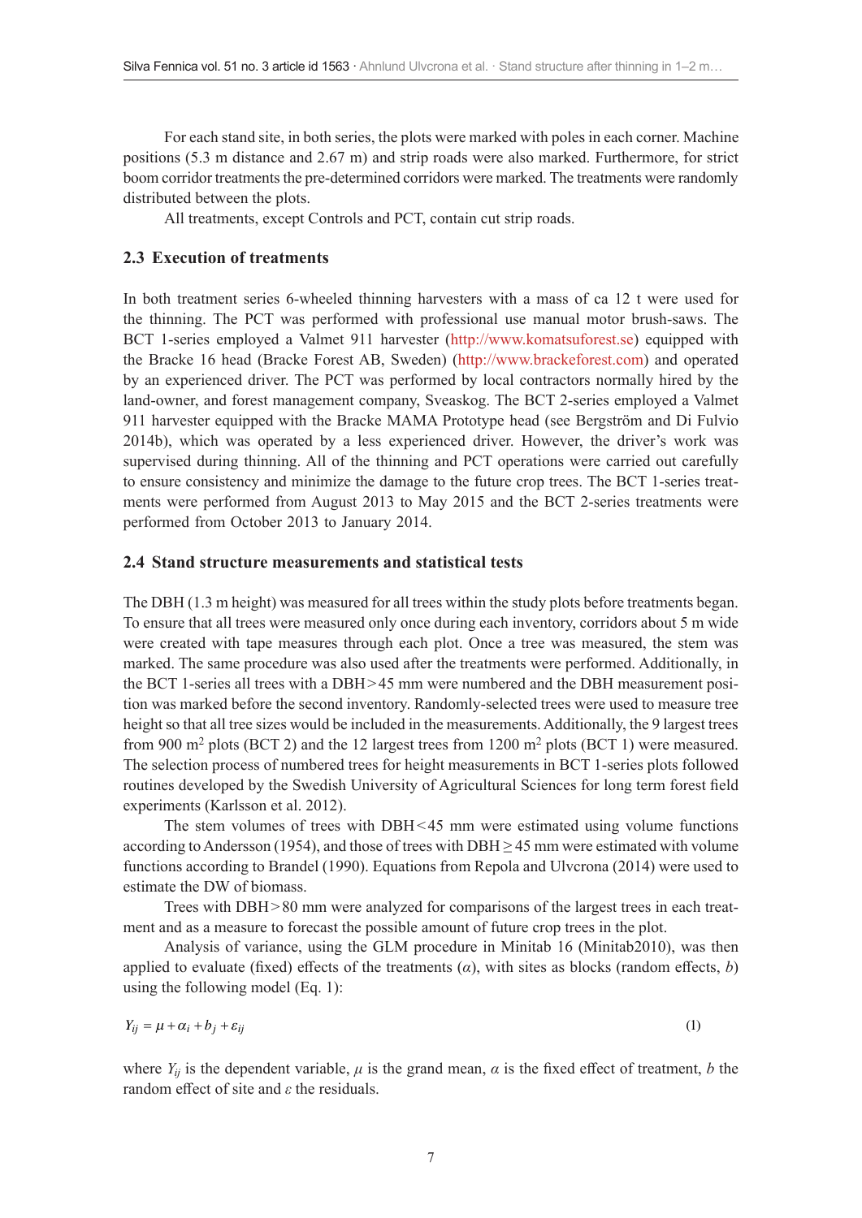For each stand site, in both series, the plots were marked with poles in each corner. Machine positions (5.3 m distance and 2.67 m) and strip roads were also marked. Furthermore, for strict boom corridor treatments the pre-determined corridors were marked. The treatments were randomly distributed between the plots.

All treatments, except Controls and PCT, contain cut strip roads.

### 2.3 Execution of treatments

In both treatment series 6-wheeled thinning harvesters with a mass of ca 12 t were used for the thinning. The PCT was performed with professional use manual motor brush-saws. The BCT 1-series employed a Valmet 911 harvester (http://www.komatsuforest.se) equipped with the Bracke 16 head (Bracke Forest AB, Sweden) (http://www.brackeforest.com) and operated by an experienced driver. The PCT was performed by local contractors normally hired by the land-owner, and forest management company, Sveaskog. The BCT 2-series employed a Valmet 911 harvester equipped with the Bracke MAMA Prototype head (see Bergström and Di Fulvio 2014b), which was operated by a less experienced driver. However, the driver's work was supervised during thinning. All of the thinning and PCT operations were carried out carefully to ensure consistency and minimize the damage to the future crop trees. The BCT 1-series treatments were performed from August 2013 to May 2015 and the BCT 2-series treatments were performed from October 2013 to January 2014.

### 2.4 Stand structure measurements and statistical tests

The DBH (1.3 m height) was measured for all trees within the study plots before treatments began. To ensure that all trees were measured only once during each inventory, corridors about 5 m wide were created with tape measures through each plot. Once a tree was measured, the stem was marked. The same procedure was also used after the treatments were performed. Additionally, in the BCT 1-series all trees with a DBH > 45 mm were numbered and the DBH measurement position was marked before the second inventory. Randomly-selected trees were used to measure tree height so that all tree sizes would be included in the measurements. Additionally, the 9 largest trees from 900 $m^2$ plots (BCT 2) and the 12 largest trees from 1200 $m^2$ plots (BCT 1) were measured. The selection process of numbered trees for height measurements in BCT 1-series plots followed routines developed by the Swedish University of Agricultural Sciences for long term forest field experiments (Karlsson et al. 2012).

The stem volumes of trees with DBH < 45 mm were estimated using volume functions according to Andersson (1954), and those of trees with DBH ≥ 45 mm were estimated with volume functions according to Brandel (1990). Equations from Repola and Ulvcrona (2014) were used to estimate the DW of biomass.

Trees with DBH > 80 mm were analyzed for comparisons of the largest trees in each treatment and as a measure to forecast the possible amount of future crop trees in the plot.

Analysis of variance, using the GLM procedure in Minitab 16 (Minitab2010), was then applied to evaluate (fixed) effects of the treatments ($\alpha$), with sites as blocks (random effects, $b$) using the following model (Eq. 1):

$$Y_{ij} = \mu + \alpha_i + b_j + \varepsilon_{ij} \tag{1}$$

where $Y_{ij}$ is the dependent variable, $\mu$ is the grand mean, $\alpha$ is the fixed effect of treatment, $b$ the random effect of site and $\varepsilon$ the residuals.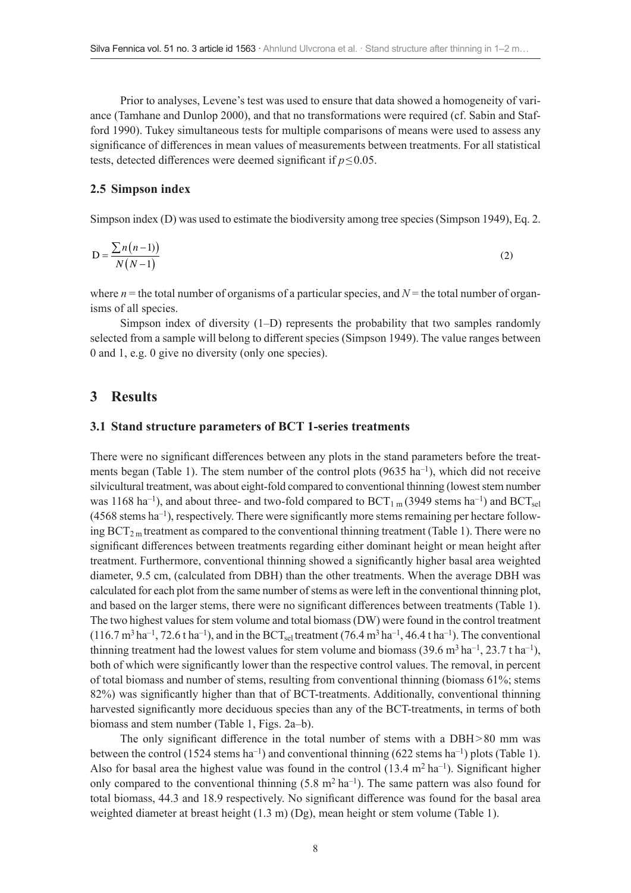Prior to analyses, Levene's test was used to ensure that data showed a homogeneity of variance (Tamhane and Dunlop 2000), and that no transformations were required (cf. Sabin and Stafford 1990). Tukey simultaneous tests for multiple comparisons of means were used to assess any significance of differences in mean values of measurements between treatments. For all statistical tests, detected differences were deemed significant if $p \leq 0.05$.

### 2.5 Simpson index

Simpson index (D) was used to estimate the biodiversity among tree species (Simpson 1949), Eq. 2.

$$\mathrm{D} = \frac{\sum n(n-1)}{N(N-1)} \tag{2}$$

where $n$ = the total number of organisms of a particular species, and $N$ = the total number of organisms of all species.

Simpson index of diversity (1–D) represents the probability that two samples randomly selected from a sample will belong to different species (Simpson 1949). The value ranges between 0 and 1, e.g. 0 give no diversity (only one species).

## 3 Results

### 3.1 Stand structure parameters of BCT 1-series treatments

There were no significant differences between any plots in the stand parameters before the treatments began (Table 1). The stem number of the control plots (9635 ha$^{-1}$), which did not receive silvicultural treatment, was about eight-fold compared to conventional thinning (lowest stem number was 1168 ha$^{-1}$), and about three- and two-fold compared to $\mathrm{BCT}_{1\,\mathrm{m}}$ (3949 stems ha$^{-1}$) and $\mathrm{BCT}_{\mathrm{sel}}$ (4568 stems ha$^{-1}$), respectively. There were significantly more stems remaining per hectare following $\mathrm{BCT}_{2\,\mathrm{m}}$ treatment as compared to the conventional thinning treatment (Table 1). There were no significant differences between treatments regarding either dominant height or mean height after treatment. Furthermore, conventional thinning showed a significantly higher basal area weighted diameter, 9.5 cm, (calculated from DBH) than the other treatments. When the average DBH was calculated for each plot from the same number of stems as were left in the conventional thinning plot, and based on the larger stems, there were no significant differences between treatments (Table 1). The two highest values for stem volume and total biomass (DW) were found in the control treatment (116.7 m$^3$ ha$^{-1}$, 72.6 t ha$^{-1}$), and in the $\mathrm{BCT}_{\mathrm{sel}}$ treatment (76.4 m$^3$ ha$^{-1}$, 46.4 t ha$^{-1}$). The conventional thinning treatment had the lowest values for stem volume and biomass (39.6 m$^3$ ha$^{-1}$, 23.7 t ha$^{-1}$), both of which were significantly lower than the respective control values. The removal, in percent of total biomass and number of stems, resulting from conventional thinning (biomass 61%; stems 82%) was significantly higher than that of BCT-treatments. Additionally, conventional thinning harvested significantly more deciduous species than any of the BCT-treatments, in terms of both biomass and stem number (Table 1, Figs. 2a–b).

The only significant difference in the total number of stems with a DBH > 80 mm was between the control (1524 stems ha$^{-1}$) and conventional thinning (622 stems ha$^{-1}$) plots (Table 1). Also for basal area the highest value was found in the control (13.4 m$^2$ ha$^{-1}$). Significant higher only compared to the conventional thinning (5.8 m$^2$ ha$^{-1}$). The same pattern was also found for total biomass, 44.3 and 18.9 respectively. No significant difference was found for the basal area weighted diameter at breast height (1.3 m) (Dg), mean height or stem volume (Table 1).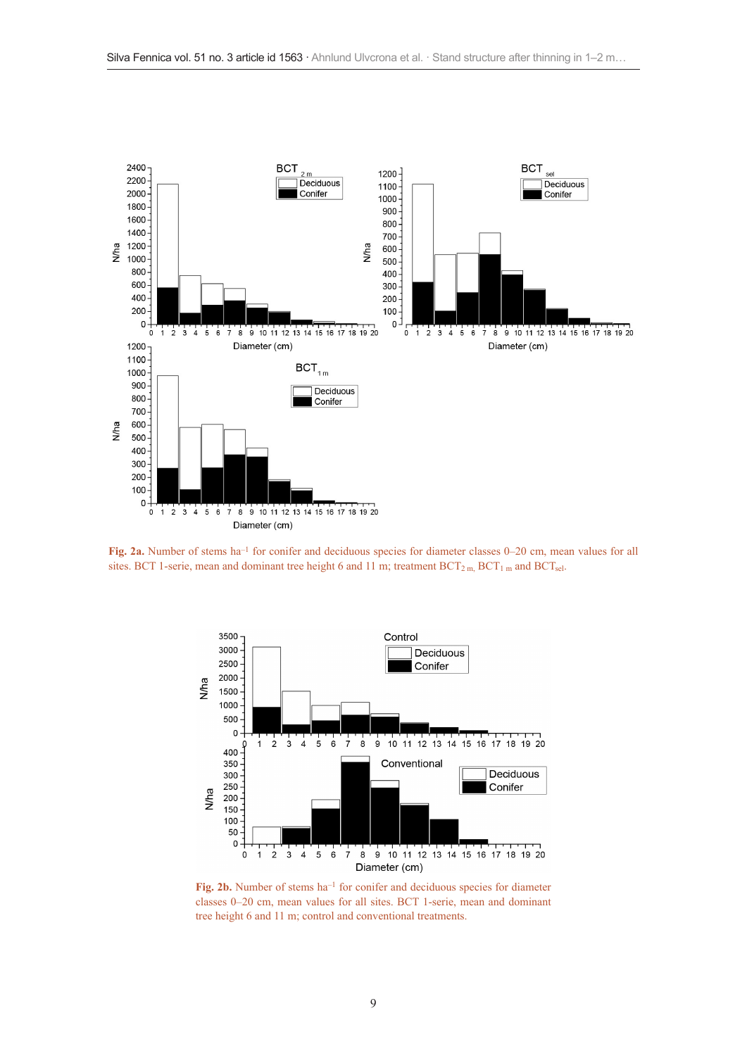**Fig. 2a.** Number of stems $ha^{-1}$ for conifer and deciduous species for diameter classes 0–20 cm, mean values for all sites. BCT 1-serie, mean and dominant tree height 6 and 11 m; treatment $BCT_{2\,m}$, $BCT_{1\,m}$ and $BCT_{sel}$.

**Fig. 2b.** Number of stems $ha^{-1}$ for conifer and deciduous species for diameter classes 0–20 cm, mean values for all sites. BCT 1-serie, mean and dominant tree height 6 and 11 m; control and conventional treatments.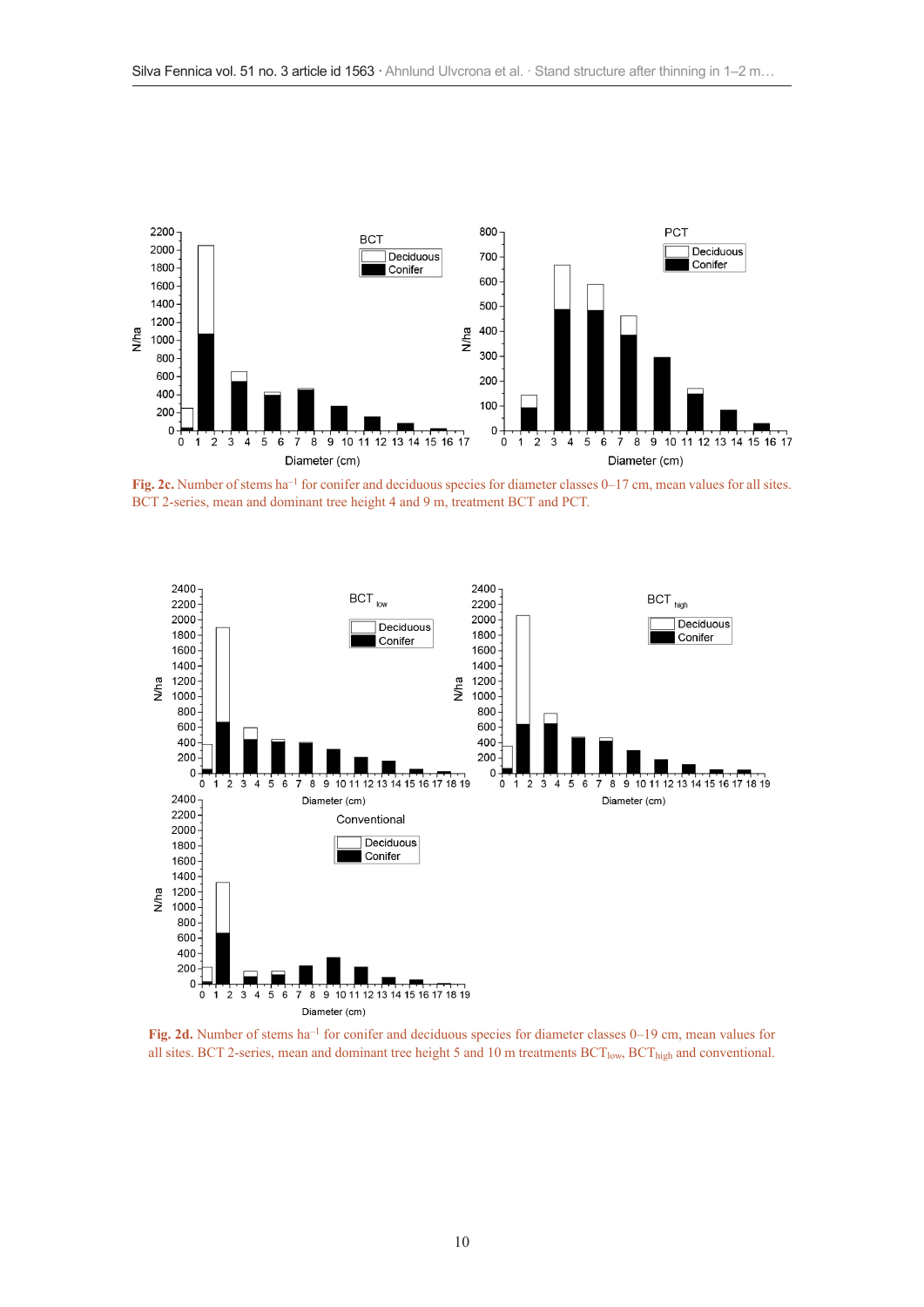**Fig. 2c.** Number of stems ha$^{-1}$ for conifer and deciduous species for diameter classes 0–17 cm, mean values for all sites. BCT 2-series, mean and dominant tree height 4 and 9 m, treatment BCT and PCT.

**Fig. 2d.** Number of stems ha$^{-1}$ for conifer and deciduous species for diameter classes 0–19 cm, mean values for all sites. BCT 2-series, mean and dominant tree height 5 and 10 m treatments $BCT_{low}$, $BCT_{high}$ and conventional.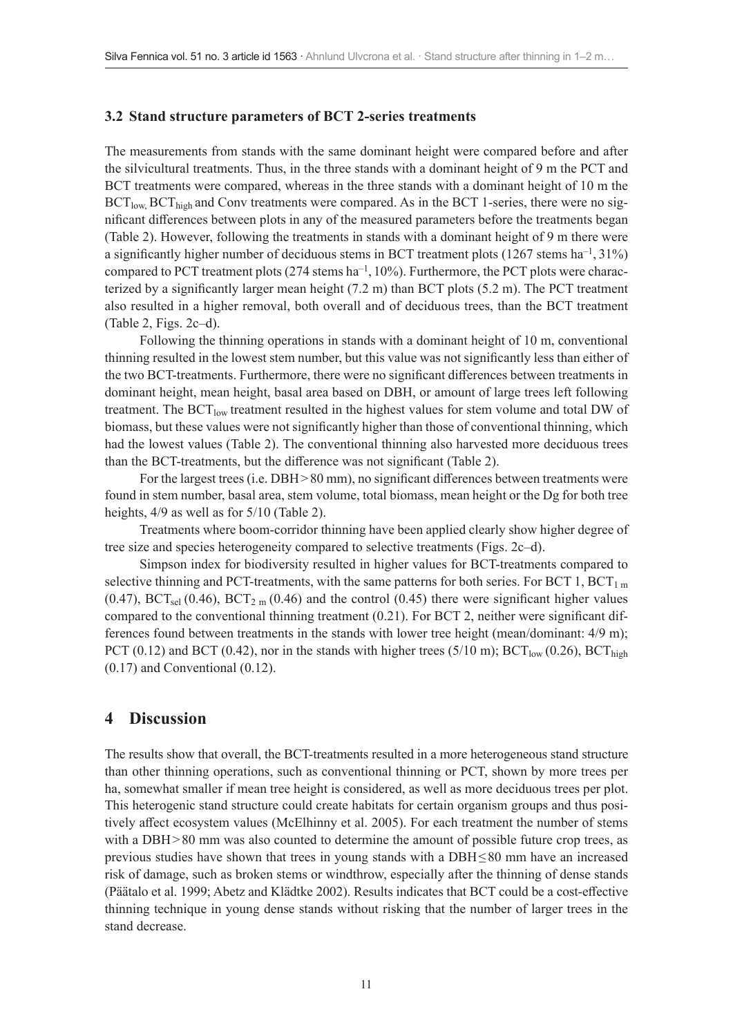### 3.2 Stand structure parameters of BCT 2-series treatments

The measurements from stands with the same dominant height were compared before and after the silvicultural treatments. Thus, in the three stands with a dominant height of 9 m the PCT and BCT treatments were compared, whereas in the three stands with a dominant height of 10 m the $BCT_{low,}$ $BCT_{high}$ and Conv treatments were compared. As in the BCT 1-series, there were no significant differences between plots in any of the measured parameters before the treatments began (Table 2). However, following the treatments in stands with a dominant height of 9 m there were a significantly higher number of deciduous stems in BCT treatment plots (1267 stems $ha^{-1}$, 31%) compared to PCT treatment plots (274 stems $ha^{-1}$, 10%). Furthermore, the PCT plots were characterized by a significantly larger mean height (7.2 m) than BCT plots (5.2 m). The PCT treatment also resulted in a higher removal, both overall and of deciduous trees, than the BCT treatment (Table 2, Figs. 2c–d).

Following the thinning operations in stands with a dominant height of 10 m, conventional thinning resulted in the lowest stem number, but this value was not significantly less than either of the two BCT-treatments. Furthermore, there were no significant differences between treatments in dominant height, mean height, basal area based on DBH, or amount of large trees left following treatment. The $BCT_{low}$ treatment resulted in the highest values for stem volume and total DW of biomass, but these values were not significantly higher than those of conventional thinning, which had the lowest values (Table 2). The conventional thinning also harvested more deciduous trees than the BCT-treatments, but the difference was not significant (Table 2).

For the largest trees (i.e. DBH > 80 mm), no significant differences between treatments were found in stem number, basal area, stem volume, total biomass, mean height or the Dg for both tree heights, 4/9 as well as for 5/10 (Table 2).

Treatments where boom-corridor thinning have been applied clearly show higher degree of tree size and species heterogeneity compared to selective treatments (Figs. 2c–d).

Simpson index for biodiversity resulted in higher values for BCT-treatments compared to selective thinning and PCT-treatments, with the same patterns for both series. For BCT 1, $BCT_{1\,m}$ (0.47), $BCT_{sel}$ (0.46), $BCT_{2\,m}$ (0.46) and the control (0.45) there were significant higher values compared to the conventional thinning treatment (0.21). For BCT 2, neither were significant differences found between treatments in the stands with lower tree height (mean/dominant: 4/9 m); PCT (0.12) and BCT (0.42), nor in the stands with higher trees (5/10 m); $BCT_{low}$ (0.26), $BCT_{high}$ (0.17) and Conventional (0.12).

## 4 Discussion

The results show that overall, the BCT-treatments resulted in a more heterogeneous stand structure than other thinning operations, such as conventional thinning or PCT, shown by more trees per ha, somewhat smaller if mean tree height is considered, as well as more deciduous trees per plot. This heterogenic stand structure could create habitats for certain organism groups and thus positively affect ecosystem values (McElhinny et al. 2005). For each treatment the number of stems with a DBH > 80 mm was also counted to determine the amount of possible future crop trees, as previous studies have shown that trees in young stands with a DBH ≤ 80 mm have an increased risk of damage, such as broken stems or windthrow, especially after the thinning of dense stands (Päätalo et al. 1999; Abetz and Klädtke 2002). Results indicates that BCT could be a cost-effective thinning technique in young dense stands without risking that the number of larger trees in the stand decrease.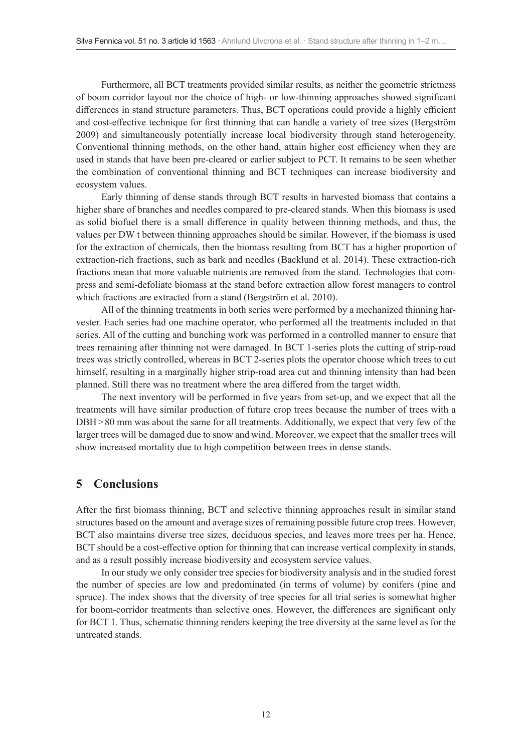Furthermore, all BCT treatments provided similar results, as neither the geometric strictness of boom corridor layout nor the choice of high- or low-thinning approaches showed significant differences in stand structure parameters. Thus, BCT operations could provide a highly efficient and cost-effective technique for first thinning that can handle a variety of tree sizes (Bergström 2009) and simultaneously potentially increase local biodiversity through stand heterogeneity. Conventional thinning methods, on the other hand, attain higher cost efficiency when they are used in stands that have been pre-cleared or earlier subject to PCT. It remains to be seen whether the combination of conventional thinning and BCT techniques can increase biodiversity and ecosystem values.

Early thinning of dense stands through BCT results in harvested biomass that contains a higher share of branches and needles compared to pre-cleared stands. When this biomass is used as solid biofuel there is a small difference in quality between thinning methods, and thus, the values per DW t between thinning approaches should be similar. However, if the biomass is used for the extraction of chemicals, then the biomass resulting from BCT has a higher proportion of extraction-rich fractions, such as bark and needles (Backlund et al. 2014). These extraction-rich fractions mean that more valuable nutrients are removed from the stand. Technologies that compress and semi-defoliate biomass at the stand before extraction allow forest managers to control which fractions are extracted from a stand (Bergström et al. 2010).

All of the thinning treatments in both series were performed by a mechanized thinning harvester. Each series had one machine operator, who performed all the treatments included in that series. All of the cutting and bunching work was performed in a controlled manner to ensure that trees remaining after thinning not were damaged. In BCT 1-series plots the cutting of strip-road trees was strictly controlled, whereas in BCT 2-series plots the operator choose which trees to cut himself, resulting in a marginally higher strip-road area cut and thinning intensity than had been planned. Still there was no treatment where the area differed from the target width.

The next inventory will be performed in five years from set-up, and we expect that all the treatments will have similar production of future crop trees because the number of trees with a DBH > 80 mm was about the same for all treatments. Additionally, we expect that very few of the larger trees will be damaged due to snow and wind. Moreover, we expect that the smaller trees will show increased mortality due to high competition between trees in dense stands.

## 5 Conclusions

After the first biomass thinning, BCT and selective thinning approaches result in similar stand structures based on the amount and average sizes of remaining possible future crop trees. However, BCT also maintains diverse tree sizes, deciduous species, and leaves more trees per ha. Hence, BCT should be a cost-effective option for thinning that can increase vertical complexity in stands, and as a result possibly increase biodiversity and ecosystem service values.

In our study we only consider tree species for biodiversity analysis and in the studied forest the number of species are low and predominated (in terms of volume) by conifers (pine and spruce). The index shows that the diversity of tree species for all trial series is somewhat higher for boom-corridor treatments than selective ones. However, the differences are significant only for BCT 1. Thus, schematic thinning renders keeping the tree diversity at the same level as for the untreated stands.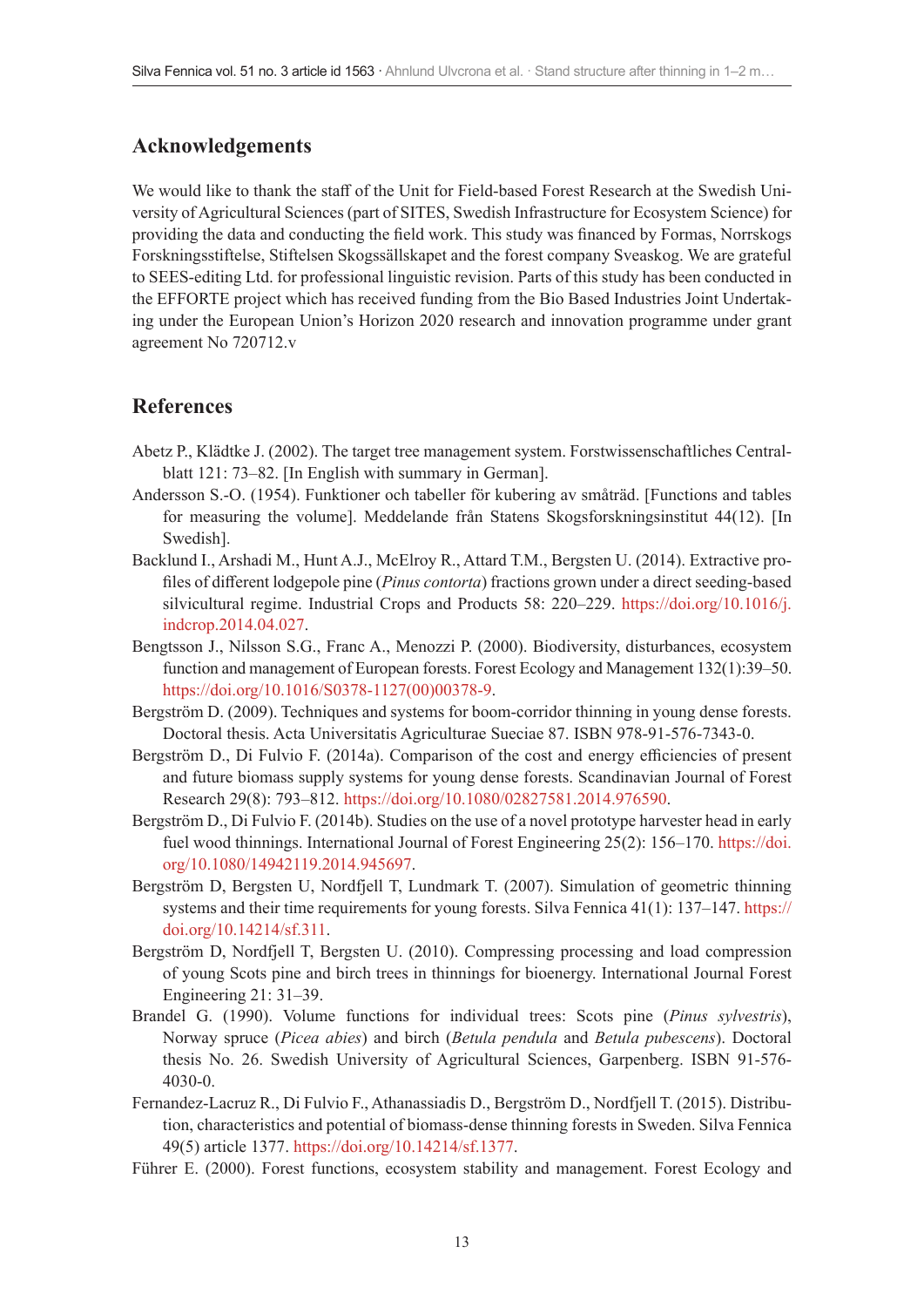## Acknowledgements

We would like to thank the staff of the Unit for Field-based Forest Research at the Swedish University of Agricultural Sciences (part of SITES, Swedish Infrastructure for Ecosystem Science) for providing the data and conducting the field work. This study was financed by Formas, Norrskogs Forskningsstiftelse, Stiftelsen Skogssällskapet and the forest company Sveaskog. We are grateful to SEES-editing Ltd. for professional linguistic revision. Parts of this study has been conducted in the EFFORTE project which has received funding from the Bio Based Industries Joint Undertaking under the European Union's Horizon 2020 research and innovation programme under grant agreement No 720712.v

## References

Abetz P., Klädtke J. (2002). The target tree management system. Forstwissenschaftliches Centralblatt 121: 73–82. [In English with summary in German].

Andersson S.-O. (1954). Funktioner och tabeller för kubering av småträd. [Functions and tables for measuring the volume]. Meddelande från Statens Skogsforskningsinstitut 44(12). [In Swedish].

Backlund I., Arshadi M., Hunt A.J., McElroy R., Attard T.M., Bergsten U. (2014). Extractive profiles of different lodgepole pine (*Pinus contorta*) fractions grown under a direct seeding-based silvicultural regime. Industrial Crops and Products 58: 220–229. https://doi.org/10.1016/j.indcrop.2014.04.027.

Bengtsson J., Nilsson S.G., Franc A., Menozzi P. (2000). Biodiversity, disturbances, ecosystem function and management of European forests. Forest Ecology and Management 132(1):39–50. https://doi.org/10.1016/S0378-1127(00)00378-9.

Bergström D. (2009). Techniques and systems for boom-corridor thinning in young dense forests. Doctoral thesis. Acta Universitatis Agriculturae Sueciae 87. ISBN 978-91-576-7343-0.

Bergström D., Di Fulvio F. (2014a). Comparison of the cost and energy efficiencies of present and future biomass supply systems for young dense forests. Scandinavian Journal of Forest Research 29(8): 793–812. https://doi.org/10.1080/02827581.2014.976590.

Bergström D., Di Fulvio F. (2014b). Studies on the use of a novel prototype harvester head in early fuel wood thinnings. International Journal of Forest Engineering 25(2): 156–170. https://doi.org/10.1080/14942119.2014.945697.

Bergström D, Bergsten U, Nordfjell T, Lundmark T. (2007). Simulation of geometric thinning systems and their time requirements for young forests. Silva Fennica 41(1): 137–147. https://doi.org/10.14214/sf.311.

Bergström D, Nordfjell T, Bergsten U. (2010). Compressing processing and load compression of young Scots pine and birch trees in thinnings for bioenergy. International Journal Forest Engineering 21: 31–39.

Brandel G. (1990). Volume functions for individual trees: Scots pine (*Pinus sylvestris*), Norway spruce (*Picea abies*) and birch (*Betula pendula* and *Betula pubescens*). Doctoral thesis No. 26. Swedish University of Agricultural Sciences, Garpenberg. ISBN 91-576-4030-0.

Fernandez-Lacruz R., Di Fulvio F., Athanassiadis D., Bergström D., Nordfjell T. (2015). Distribution, characteristics and potential of biomass-dense thinning forests in Sweden. Silva Fennica 49(5) article 1377. https://doi.org/10.14214/sf.1377.

Führer E. (2000). Forest functions, ecosystem stability and management. Forest Ecology and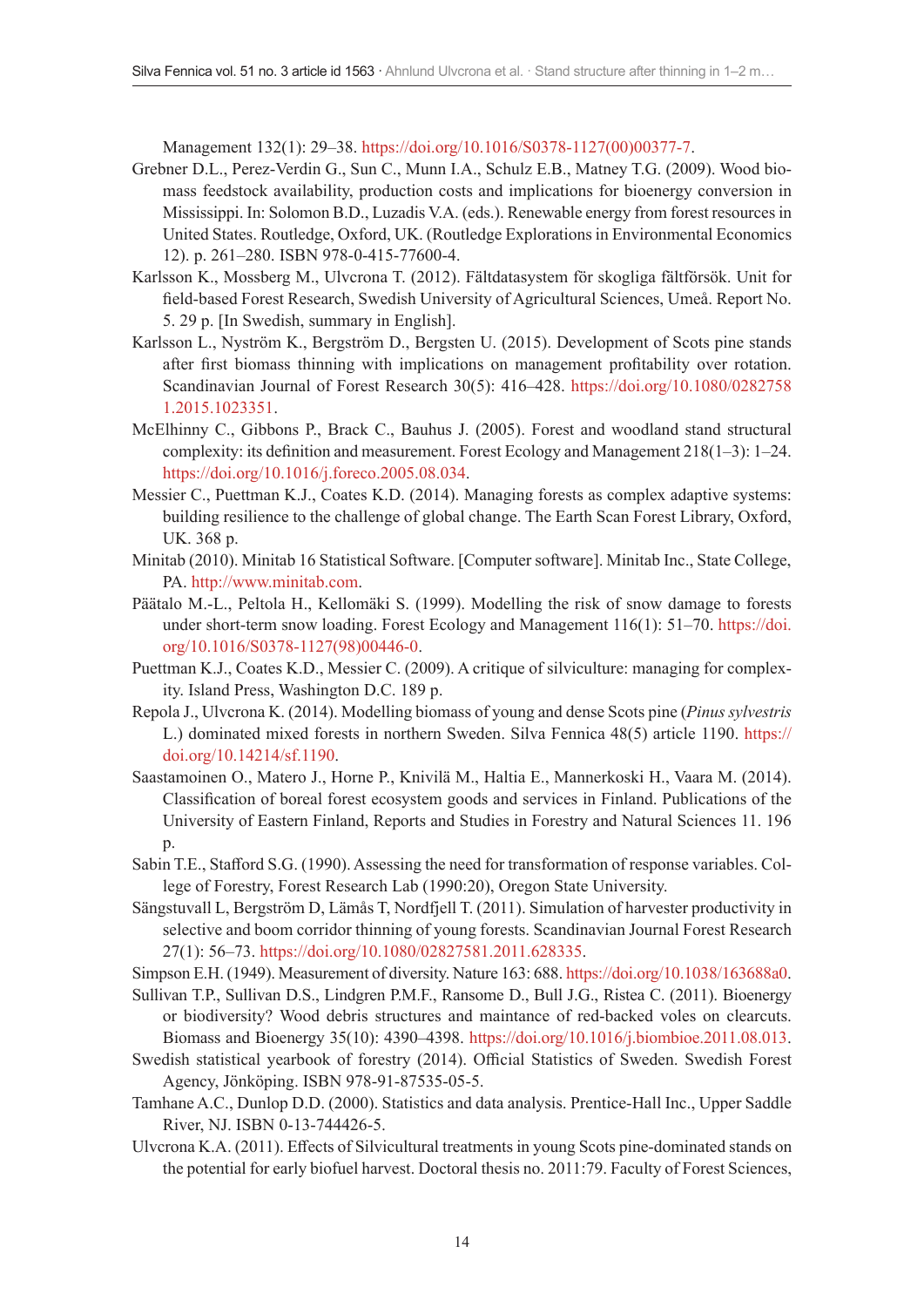Management 132(1): 29–38. https://doi.org/10.1016/S0378-1127(00)00377-7.

Grebner D.L., Perez-Verdin G., Sun C., Munn I.A., Schulz E.B., Matney T.G. (2009). Wood biomass feedstock availability, production costs and implications for bioenergy conversion in Mississippi. In: Solomon B.D., Luzadis V.A. (eds.). Renewable energy from forest resources in United States. Routledge, Oxford, UK. (Routledge Explorations in Environmental Economics 12). p. 261–280. ISBN 978-0-415-77600-4.

Karlsson K., Mossberg M., Ulvcrona T. (2012). Fältdatasystem för skogliga fältförsök. Unit for field-based Forest Research, Swedish University of Agricultural Sciences, Umeå. Report No. 5. 29 p. [In Swedish, summary in English].

Karlsson L., Nyström K., Bergström D., Bergsten U. (2015). Development of Scots pine stands after first biomass thinning with implications on management profitability over rotation. Scandinavian Journal of Forest Research 30(5): 416–428. https://doi.org/10.1080/02827581.2015.1023351.

McElhinny C., Gibbons P., Brack C., Bauhus J. (2005). Forest and woodland stand structural complexity: its definition and measurement. Forest Ecology and Management 218(1–3): 1–24. https://doi.org/10.1016/j.foreco.2005.08.034.

Messier C., Puettman K.J., Coates K.D. (2014). Managing forests as complex adaptive systems: building resilience to the challenge of global change. The Earth Scan Forest Library, Oxford, UK. 368 p.

Minitab (2010). Minitab 16 Statistical Software. [Computer software]. Minitab Inc., State College, PA. http://www.minitab.com.

Päätalo M.-L., Peltola H., Kellomäki S. (1999). Modelling the risk of snow damage to forests under short-term snow loading. Forest Ecology and Management 116(1): 51–70. https://doi.org/10.1016/S0378-1127(98)00446-0.

Puettman K.J., Coates K.D., Messier C. (2009). A critique of silviculture: managing for complexity. Island Press, Washington D.C. 189 p.

Repola J., Ulvcrona K. (2014). Modelling biomass of young and dense Scots pine (*Pinus sylvestris* L.) dominated mixed forests in northern Sweden. Silva Fennica 48(5) article 1190. https://doi.org/10.14214/sf.1190.

Saastamoinen O., Matero J., Horne P., Knivilä M., Haltia E., Mannerkoski H., Vaara M. (2014). Classification of boreal forest ecosystem goods and services in Finland. Publications of the University of Eastern Finland, Reports and Studies in Forestry and Natural Sciences 11. 196 p.

Sabin T.E., Stafford S.G. (1990). Assessing the need for transformation of response variables. College of Forestry, Forest Research Lab (1990:20), Oregon State University.

Sängstuvall L, Bergström D, Lämås T, Nordfjell T. (2011). Simulation of harvester productivity in selective and boom corridor thinning of young forests. Scandinavian Journal Forest Research 27(1): 56–73. https://doi.org/10.1080/02827581.2011.628335.

Simpson E.H. (1949). Measurement of diversity. Nature 163: 688. https://doi.org/10.1038/163688a0.

Sullivan T.P., Sullivan D.S., Lindgren P.M.F., Ransome D., Bull J.G., Ristea C. (2011). Bioenergy or biodiversity? Wood debris structures and maintance of red-backed voles on clearcuts. Biomass and Bioenergy 35(10): 4390–4398. https://doi.org/10.1016/j.biombioe.2011.08.013.

Swedish statistical yearbook of forestry (2014). Official Statistics of Sweden. Swedish Forest Agency, Jönköping. ISBN 978-91-87535-05-5.

Tamhane A.C., Dunlop D.D. (2000). Statistics and data analysis. Prentice-Hall Inc., Upper Saddle River, NJ. ISBN 0-13-744426-5.

Ulvcrona K.A. (2011). Effects of Silvicultural treatments in young Scots pine-dominated stands on the potential for early biofuel harvest. Doctoral thesis no. 2011:79. Faculty of Forest Sciences,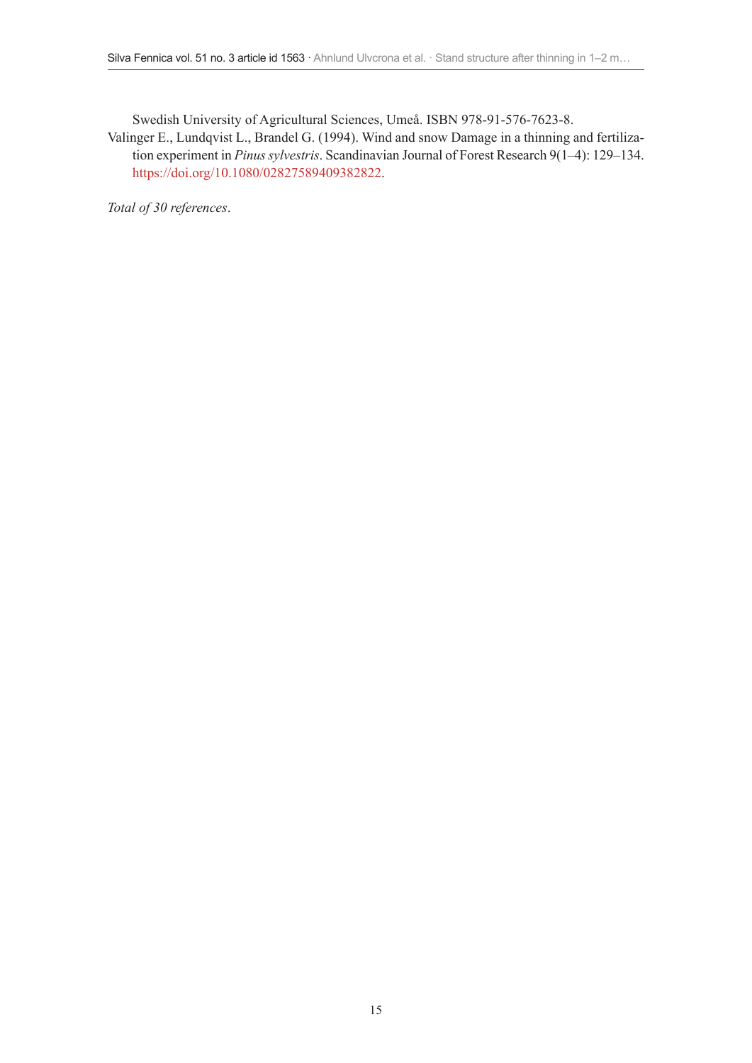Swedish University of Agricultural Sciences, Umeå. ISBN 978-91-576-7623-8.

Valinger E., Lundqvist L., Brandel G. (1994). Wind and snow Damage in a thinning and fertilization experiment in *Pinus sylvestris*. Scandinavian Journal of Forest Research 9(1–4): 129–134. https://doi.org/10.1080/02827589409382822.

*Total of 30 references.*